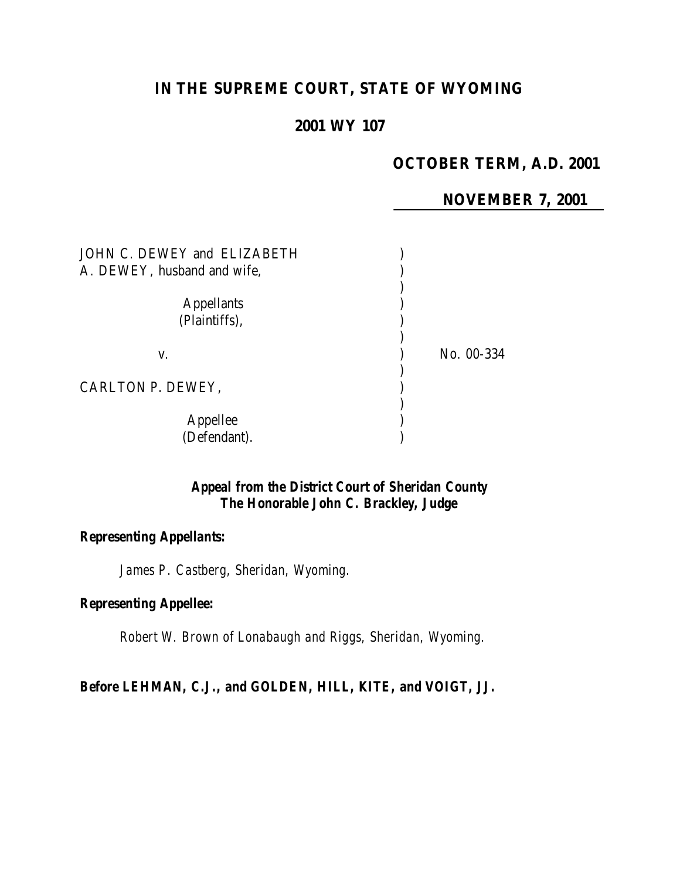**IN THE SUPREME COURT, STATE OF WYOMING**

**2001 WY 107**

**OCTOBER TERM, A.D. 2001**

**NOVEMBER 7, 2001**

| | | |
|---|---|---|
| JOHN C. DEWEY and ELIZABETH A. DEWEY, husband and wife, | ) | |
| Appellants (Plaintiffs), | ) | |
| v. | ) | No. 00-334 |
| CARLTON P. DEWEY, | ) | |
| Appellee (Defendant). | ) | |

***Appeal from the District Court of Sheridan County***
***The Honorable John C. Brackley, Judge***

***Representing Appellants:***

*James P. Castberg, Sheridan, Wyoming.*

***Representing Appellee:***

*Robert W. Brown of Lonabaugh and Riggs, Sheridan, Wyoming.*

**Before LEHMAN, C.J., and GOLDEN, HILL, KITE, and VOIGT, JJ.**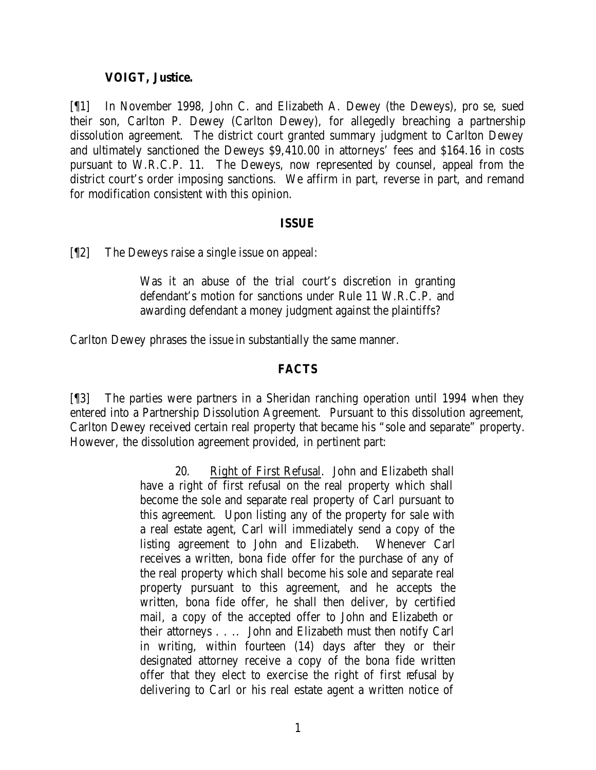**VOIGT, Justice.**

[¶1] In November 1998, John C. and Elizabeth A. Dewey (the Deweys), pro se, sued their son, Carlton P. Dewey (Carlton Dewey), for allegedly breaching a partnership dissolution agreement. The district court granted summary judgment to Carlton Dewey and ultimately sanctioned the Deweys $9,410.00 in attorneys' fees and $164.16 in costs pursuant to W.R.C.P. 11. The Deweys, now represented by counsel, appeal from the district court's order imposing sanctions. We affirm in part, reverse in part, and remand for modification consistent with this opinion.

## ISSUE

[¶2] The Deweys raise a single issue on appeal:

> Was it an abuse of the trial court's discretion in granting defendant's motion for sanctions under Rule 11 W.R.C.P. and awarding defendant a money judgment against the plaintiffs?

Carlton Dewey phrases the issue in substantially the same manner.

## FACTS

[¶3] The parties were partners in a Sheridan ranching operation until 1994 when they entered into a Partnership Dissolution Agreement. Pursuant to this dissolution agreement, Carlton Dewey received certain real property that became his "sole and separate" property. However, the dissolution agreement provided, in pertinent part:

> 20. Right of First Refusal. John and Elizabeth shall have a right of first refusal on the real property which shall become the sole and separate real property of Carl pursuant to this agreement. Upon listing any of the property for sale with a real estate agent, Carl will immediately send a copy of the listing agreement to John and Elizabeth. Whenever Carl receives a written, bona fide offer for the purchase of any of the real property which shall become his sole and separate real property pursuant to this agreement, and he accepts the written, bona fide offer, he shall then deliver, by certified mail, a copy of the accepted offer to John and Elizabeth or their attorneys . . .. John and Elizabeth must then notify Carl in writing, within fourteen (14) days after they or their designated attorney receive a copy of the bona fide written offer that they elect to exercise the right of first refusal by delivering to Carl or his real estate agent a written notice of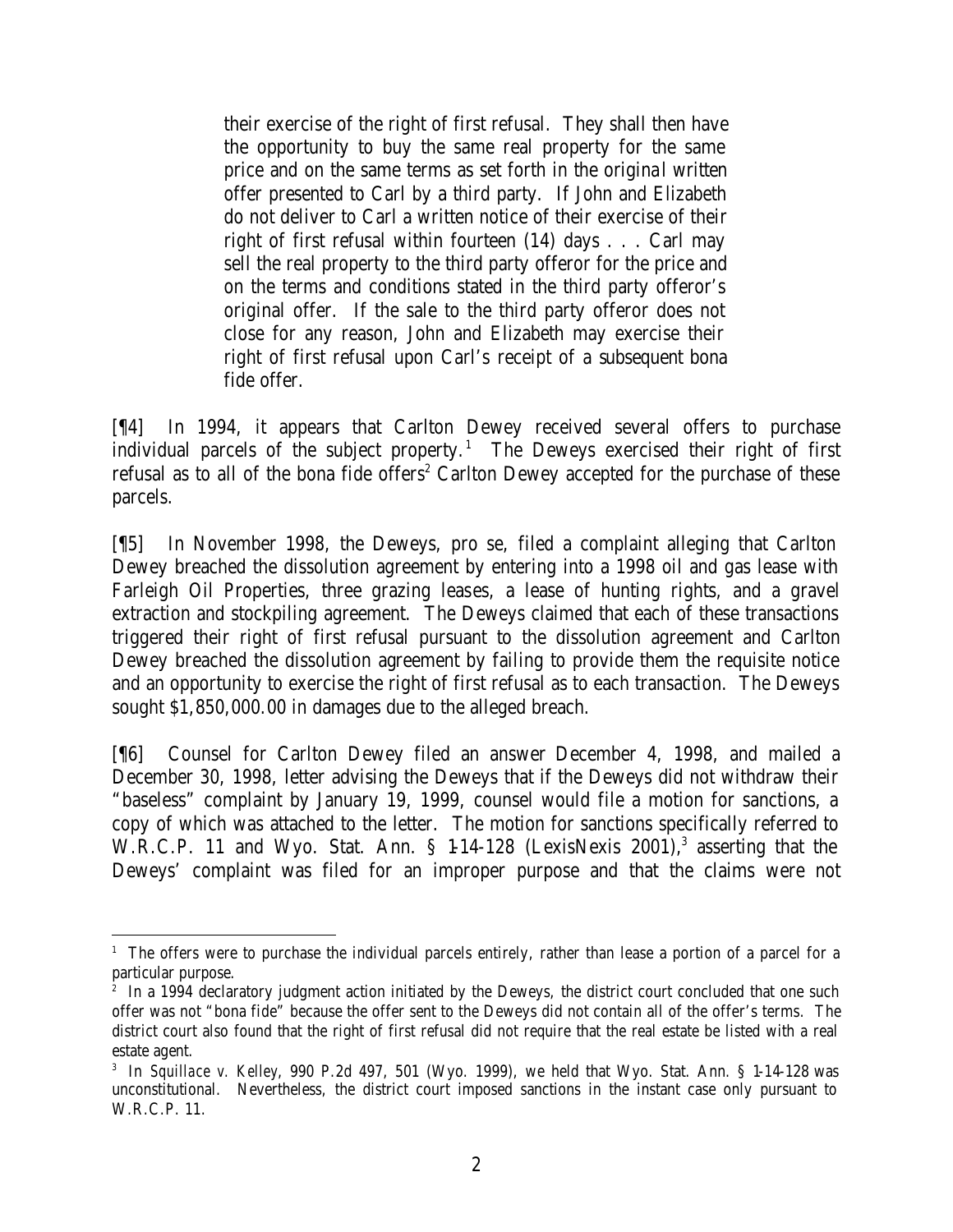> their exercise of the right of first refusal. They shall then have the opportunity to buy the same real property for the same price and on the same terms as set forth in the original written offer presented to Carl by a third party. If John and Elizabeth do not deliver to Carl a written notice of their exercise of their right of first refusal within fourteen (14) days . . . Carl may sell the real property to the third party offeror for the price and on the terms and conditions stated in the third party offeror's original offer. If the sale to the third party offeror does not close for any reason, John and Elizabeth may exercise their right of first refusal upon Carl's receipt of a subsequent bona fide offer.

[¶4] In 1994, it appears that Carlton Dewey received several offers to purchase individual parcels of the subject property.[1] The Deweys exercised their right of first refusal as to all of the bona fide offers[2] Carlton Dewey accepted for the purchase of these parcels.

[¶5] In November 1998, the Deweys, pro se, filed a complaint alleging that Carlton Dewey breached the dissolution agreement by entering into a 1998 oil and gas lease with Farleigh Oil Properties, three grazing leases, a lease of hunting rights, and a gravel extraction and stockpiling agreement. The Deweys claimed that each of these transactions triggered their right of first refusal pursuant to the dissolution agreement and Carlton Dewey breached the dissolution agreement by failing to provide them the requisite notice and an opportunity to exercise the right of first refusal as to each transaction. The Deweys sought $1,850,000.00 in damages due to the alleged breach.

[¶6] Counsel for Carlton Dewey filed an answer December 4, 1998, and mailed a December 30, 1998, letter advising the Deweys that if the Deweys did not withdraw their "baseless" complaint by January 19, 1999, counsel would file a motion for sanctions, a copy of which was attached to the letter. The motion for sanctions specifically referred to W.R.C.P. 11 and Wyo. Stat. Ann. § 1-14-128 (LexisNexis 2001),[3] asserting that the Deweys' complaint was filed for an improper purpose and that the claims were not

---

[1] The offers were to purchase the individual parcels entirely, rather than lease a portion of a parcel for a particular purpose.

[2] In a 1994 declaratory judgment action initiated by the Deweys, the district court concluded that one such offer was not "bona fide" because the offer sent to the Deweys did not contain all of the offer's terms. The district court also found that the right of first refusal did not require that the real estate be listed with a real estate agent.

[3] In *Squillace v. Kelley*, 990 P.2d 497, 501 (Wyo. 1999), we held that Wyo. Stat. Ann. § 1-14-128 was unconstitutional. Nevertheless, the district court imposed sanctions in the instant case only pursuant to W.R.C.P. 11.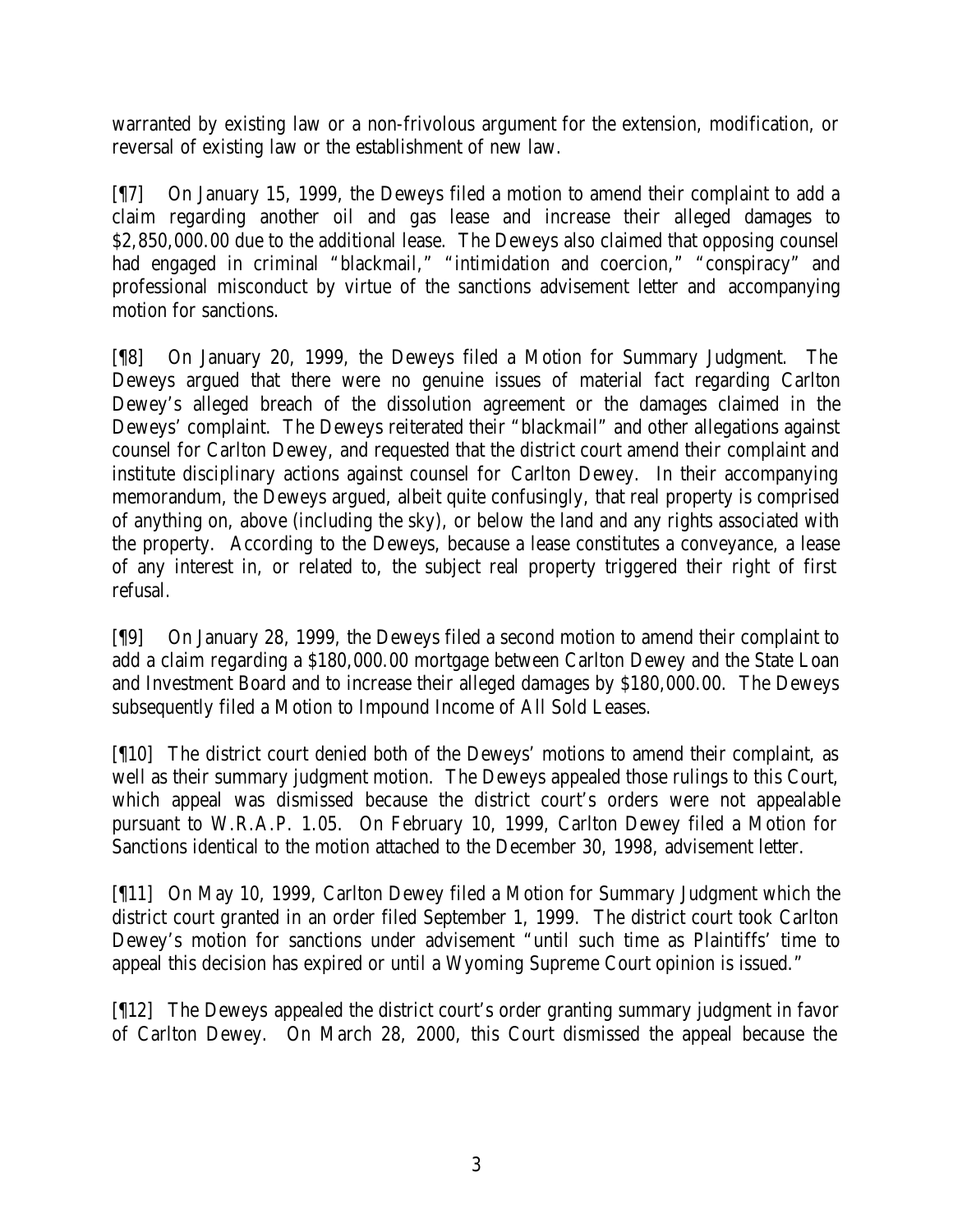warranted by existing law or a non-frivolous argument for the extension, modification, or reversal of existing law or the establishment of new law.

[¶7] On January 15, 1999, the Deweys filed a motion to amend their complaint to add a claim regarding another oil and gas lease and increase their alleged damages to $2,850,000.00 due to the additional lease. The Deweys also claimed that opposing counsel had engaged in criminal "blackmail," "intimidation and coercion," "conspiracy" and professional misconduct by virtue of the sanctions advisement letter and accompanying motion for sanctions.

[¶8] On January 20, 1999, the Deweys filed a Motion for Summary Judgment. The Deweys argued that there were no genuine issues of material fact regarding Carlton Dewey's alleged breach of the dissolution agreement or the damages claimed in the Deweys' complaint. The Deweys reiterated their "blackmail" and other allegations against counsel for Carlton Dewey, and requested that the district court amend their complaint and institute disciplinary actions against counsel for Carlton Dewey. In their accompanying memorandum, the Deweys argued, albeit quite confusingly, that real property is comprised of anything on, above (including the sky), or below the land and any rights associated with the property. According to the Deweys, because a lease constitutes a conveyance, a lease of any interest in, or related to, the subject real property triggered their right of first refusal.

[¶9] On January 28, 1999, the Deweys filed a second motion to amend their complaint to add a claim regarding a $180,000.00 mortgage between Carlton Dewey and the State Loan and Investment Board and to increase their alleged damages by $180,000.00. The Deweys subsequently filed a Motion to Impound Income of All Sold Leases.

[¶10] The district court denied both of the Deweys' motions to amend their complaint, as well as their summary judgment motion. The Deweys appealed those rulings to this Court, which appeal was dismissed because the district court's orders were not appealable pursuant to W.R.A.P. 1.05. On February 10, 1999, Carlton Dewey filed a Motion for Sanctions identical to the motion attached to the December 30, 1998, advisement letter.

[¶11] On May 10, 1999, Carlton Dewey filed a Motion for Summary Judgment which the district court granted in an order filed September 1, 1999. The district court took Carlton Dewey's motion for sanctions under advisement "until such time as Plaintiffs' time to appeal this decision has expired or until a Wyoming Supreme Court opinion is issued."

[¶12] The Deweys appealed the district court's order granting summary judgment in favor of Carlton Dewey. On March 28, 2000, this Court dismissed the appeal because the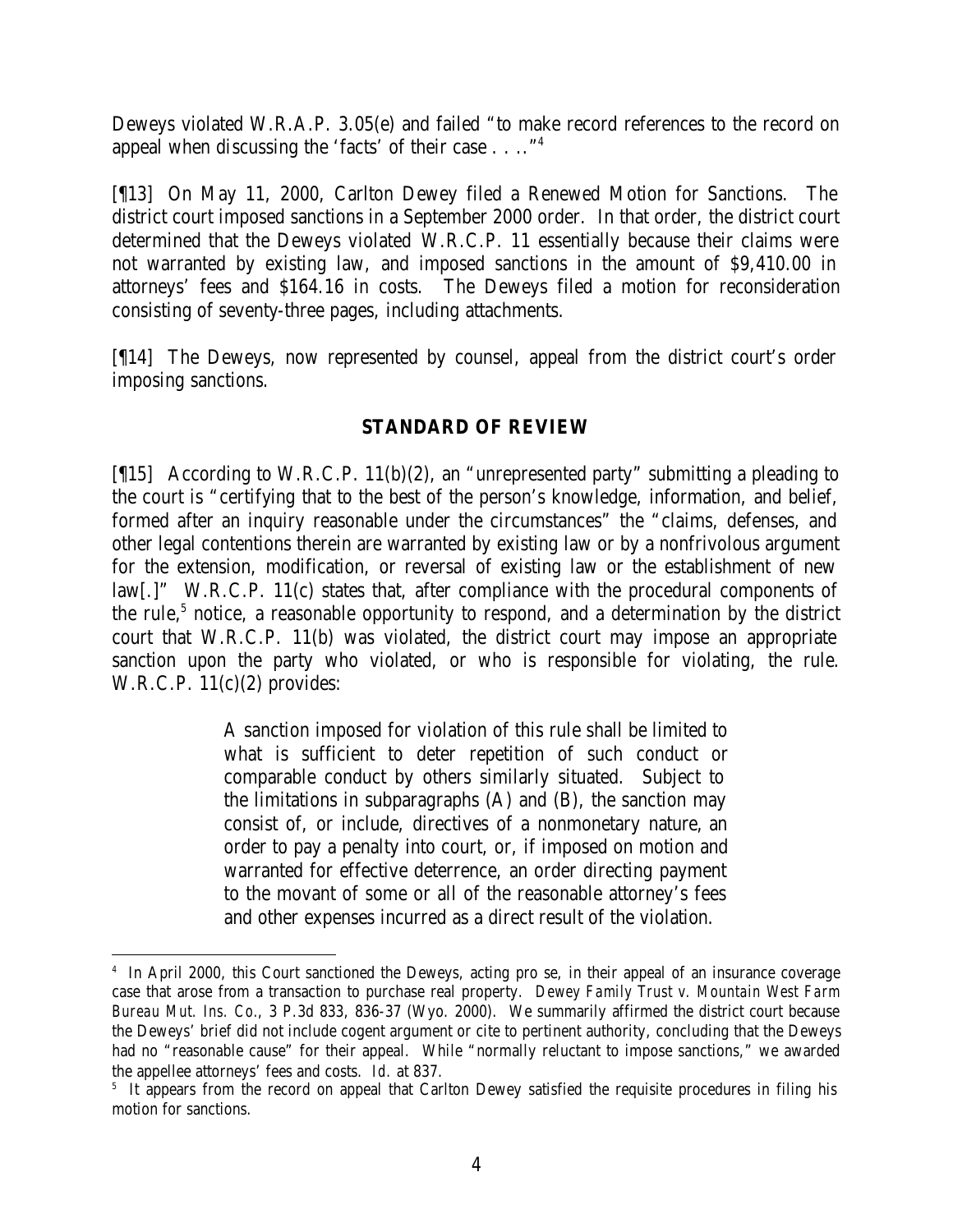Deweys violated W.R.A.P. 3.05(e) and failed "to make record references to the record on appeal when discussing the 'facts' of their case . . .."[4]

[¶13] On May 11, 2000, Carlton Dewey filed a Renewed Motion for Sanctions. The district court imposed sanctions in a September 2000 order. In that order, the district court determined that the Deweys violated W.R.C.P. 11 essentially because their claims were not warranted by existing law, and imposed sanctions in the amount of $9,410.00 in attorneys' fees and $164.16 in costs. The Deweys filed a motion for reconsideration consisting of seventy-three pages, including attachments.

[¶14] The Deweys, now represented by counsel, appeal from the district court's order imposing sanctions.

## STANDARD OF REVIEW

[¶15] According to W.R.C.P. 11(b)(2), an "unrepresented party" submitting a pleading to the court is "certifying that to the best of the person's knowledge, information, and belief, formed after an inquiry reasonable under the circumstances" the "claims, defenses, and other legal contentions therein are warranted by existing law or by a nonfrivolous argument for the extension, modification, or reversal of existing law or the establishment of new law[.]" W.R.C.P. 11(c) states that, after compliance with the procedural components of the rule,[5] notice, a reasonable opportunity to respond, and a determination by the district court that W.R.C.P. 11(b) was violated, the district court may impose an appropriate sanction upon the party who violated, or who is responsible for violating, the rule. W.R.C.P. 11(c)(2) provides:

> A sanction imposed for violation of this rule shall be limited to what is sufficient to deter repetition of such conduct or comparable conduct by others similarly situated. Subject to the limitations in subparagraphs (A) and (B), the sanction may consist of, or include, directives of a nonmonetary nature, an order to pay a penalty into court, or, if imposed on motion and warranted for effective deterrence, an order directing payment to the movant of some or all of the reasonable attorney's fees and other expenses incurred as a direct result of the violation.

---

[4] In April 2000, this Court sanctioned the Deweys, acting pro se, in their appeal of an insurance coverage case that arose from a transaction to purchase real property. *Dewey Family Trust v. Mountain West Farm Bureau Mut. Ins. Co.*, 3 P.3d 833, 836-37 (Wyo. 2000). We summarily affirmed the district court because the Deweys' brief did not include cogent argument or cite to pertinent authority, concluding that the Deweys had no "reasonable cause" for their appeal. While "normally reluctant to impose sanctions," we awarded the appellee attorneys' fees and costs. *Id.* at 837.

[5] It appears from the record on appeal that Carlton Dewey satisfied the requisite procedures in filing his motion for sanctions.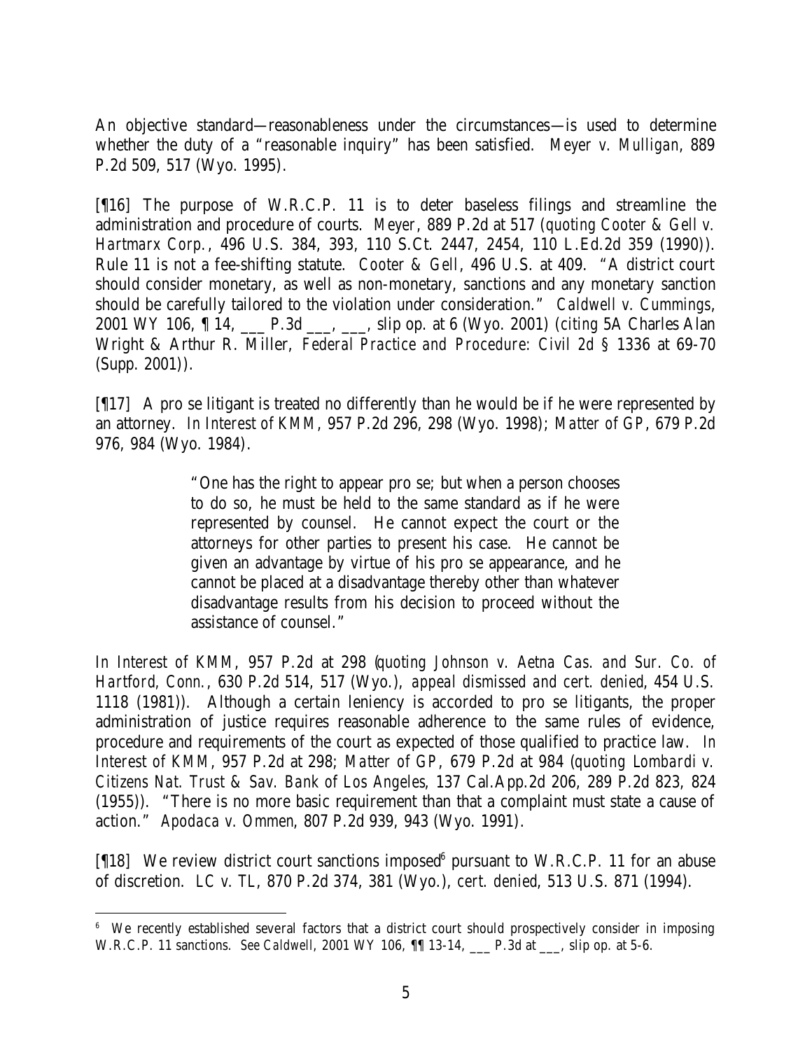An objective standard—reasonableness under the circumstances—is used to determine whether the duty of a "reasonable inquiry" has been satisfied. *Meyer v. Mulligan*, 889 P.2d 509, 517 (Wyo. 1995).

[¶16] The purpose of W.R.C.P. 11 is to deter baseless filings and streamline the administration and procedure of courts. *Meyer*, 889 P.2d at 517 (*quoting Cooter & Gell v. Hartmarx Corp.*, 496 U.S. 384, 393, 110 S.Ct. 2447, 2454, 110 L.Ed.2d 359 (1990)). Rule 11 is not a fee-shifting statute. *Cooter & Gell*, 496 U.S. at 409. "A district court should consider monetary, as well as non-monetary, sanctions and any monetary sanction should be carefully tailored to the violation under consideration." *Caldwell v. Cummings*, 2001 WY 106, ¶ 14, ___ P.3d ___, ___, slip op. at 6 (Wyo. 2001) (*citing* 5A Charles Alan Wright & Arthur R. Miller, *Federal Practice and Procedure: Civil 2d* § 1336 at 69-70 (Supp. 2001)).

[¶17] A pro se litigant is treated no differently than he would be if he were represented by an attorney. *In Interest of KMM*, 957 P.2d 296, 298 (Wyo. 1998); *Matter of GP*, 679 P.2d 976, 984 (Wyo. 1984).

> "One has the right to appear pro se; but when a person chooses to do so, he must be held to the same standard as if he were represented by counsel. He cannot expect the court or the attorneys for other parties to present his case. He cannot be given an advantage by virtue of his pro se appearance, and he cannot be placed at a disadvantage thereby other than whatever disadvantage results from his decision to proceed without the assistance of counsel."

*In Interest of KMM*, 957 P.2d at 298 (*quoting Johnson v. Aetna Cas. and Sur. Co. of Hartford, Conn.*, 630 P.2d 514, 517 (Wyo.), *appeal dismissed and cert. denied*, 454 U.S. 1118 (1981)). Although a certain leniency is accorded to pro se litigants, the proper administration of justice requires reasonable adherence to the same rules of evidence, procedure and requirements of the court as expected of those qualified to practice law. *In Interest of KMM*, 957 P.2d at 298; *Matter of GP*, 679 P.2d at 984 (*quoting Lombardi v. Citizens Nat. Trust & Sav. Bank of Los Angeles*, 137 Cal.App.2d 206, 289 P.2d 823, 824 (1955)). "There is no more basic requirement than that a complaint must state a cause of action." *Apodaca v. Ommen*, 807 P.2d 939, 943 (Wyo. 1991).

[¶18] We review district court sanctions imposed[6] pursuant to W.R.C.P. 11 for an abuse of discretion. *LC v. TL*, 870 P.2d 374, 381 (Wyo.), *cert. denied*, 513 U.S. 871 (1994).

---

[6] We recently established several factors that a district court should prospectively consider in imposing W.R.C.P. 11 sanctions. *See Caldwell*, 2001 WY 106, ¶¶ 13-14, ___ P.3d at ___, slip op. at 5-6.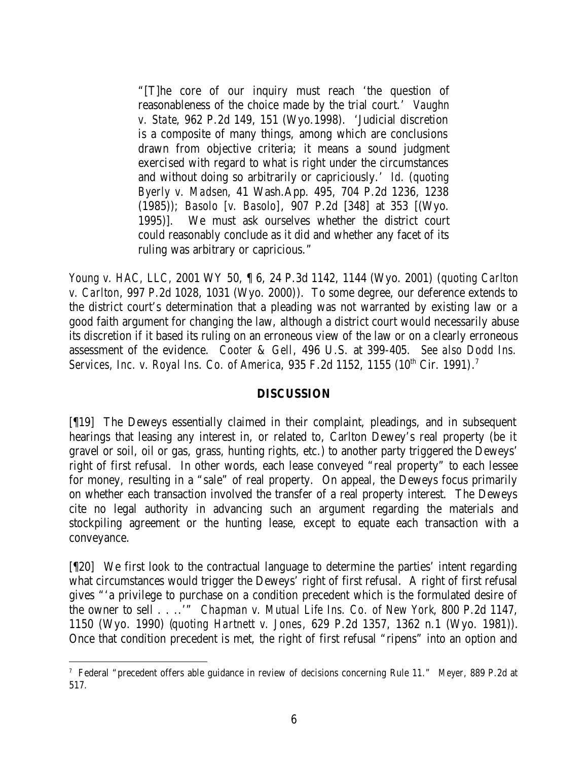> "[T]he core of our inquiry must reach 'the question of reasonableness of the choice made by the trial court.' *Vaughn v. State*, 962 P.2d 149, 151 (Wyo.1998). 'Judicial discretion is a composite of many things, among which are conclusions drawn from objective criteria; it means a sound judgment exercised with regard to what is right under the circumstances and without doing so arbitrarily or capriciously.' *Id.* (*quoting Byerly v. Madsen*, 41 Wash.App. 495, 704 P.2d 1236, 1238 (1985)); *Basolo* [*v. Basolo*], 907 P.2d [348] at 353 [(Wyo. 1995)]. We must ask ourselves whether the district court could reasonably conclude as it did and whether any facet of its ruling was arbitrary or capricious."

*Young v. HAC, LLC*, 2001 WY 50, ¶ 6, 24 P.3d 1142, 1144 (Wyo. 2001) (*quoting Carlton v. Carlton*, 997 P.2d 1028, 1031 (Wyo. 2000)). To some degree, our deference extends to the district court's determination that a pleading was not warranted by existing law or a good faith argument for changing the law, although a district court would necessarily abuse its discretion if it based its ruling on an erroneous view of the law or on a clearly erroneous assessment of the evidence. *Cooter & Gell*, 496 U.S. at 399-405. *See also Dodd Ins. Services, Inc. v. Royal Ins. Co. of America*, 935 F.2d 1152, 1155 (10th Cir. 1991).[7]

## DISCUSSION

[¶19] The Deweys essentially claimed in their complaint, pleadings, and in subsequent hearings that leasing any interest in, or related to, Carlton Dewey's real property (be it gravel or soil, oil or gas, grass, hunting rights, etc.) to another party triggered the Deweys' right of first refusal. In other words, each lease conveyed "real property" to each lessee for money, resulting in a "sale" of real property. On appeal, the Deweys focus primarily on whether each transaction involved the transfer of a real property interest. The Deweys cite no legal authority in advancing such an argument regarding the materials and stockpiling agreement or the hunting lease, except to equate each transaction with a conveyance.

[¶20] We first look to the contractual language to determine the parties' intent regarding what circumstances would trigger the Deweys' right of first refusal. A right of first refusal gives "'a privilege to purchase on a condition precedent which is the formulated desire of the owner to sell . . ..'" *Chapman v. Mutual Life Ins. Co. of New York*, 800 P.2d 1147, 1150 (Wyo. 1990) (*quoting Hartnett v. Jones*, 629 P.2d 1357, 1362 n.1 (Wyo. 1981)). Once that condition precedent is met, the right of first refusal "ripens" into an option and

---

[7] Federal "precedent offers able guidance in review of decisions concerning Rule 11." *Meyer*, 889 P.2d at 517.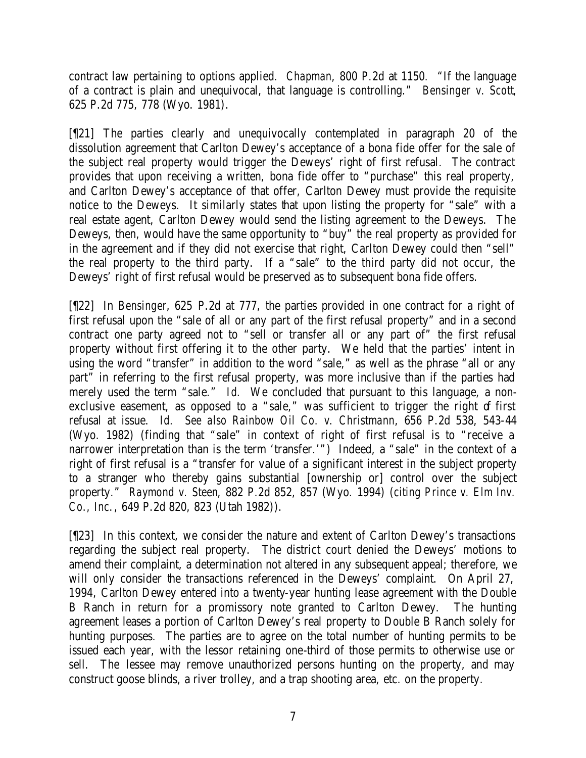contract law pertaining to options applied. *Chapman*, 800 P.2d at 1150. "If the language of a contract is plain and unequivocal, that language is controlling." *Bensinger v. Scott*, 625 P.2d 775, 778 (Wyo. 1981).

[¶21] The parties clearly and unequivocally contemplated in paragraph 20 of the dissolution agreement that Carlton Dewey's acceptance of a bona fide offer for the sale of the subject real property would trigger the Deweys' right of first refusal. The contract provides that upon receiving a written, bona fide offer to "purchase" this real property, and Carlton Dewey's acceptance of that offer, Carlton Dewey must provide the requisite notice to the Deweys. It similarly states that upon listing the property for "sale" with a real estate agent, Carlton Dewey would send the listing agreement to the Deweys. The Deweys, then, would have the same opportunity to "buy" the real property as provided for in the agreement and if they did not exercise that right, Carlton Dewey could then "sell" the real property to the third party. If a "sale" to the third party did not occur, the Deweys' right of first refusal would be preserved as to subsequent bona fide offers.

[¶22] In *Bensinger*, 625 P.2d at 777, the parties provided in one contract for a right of first refusal upon the "sale of all or any part of the first refusal property" and in a second contract one party agreed not to "sell or transfer all or any part of" the first refusal property without first offering it to the other party. We held that the parties' intent in using the word "transfer" in addition to the word "sale," as well as the phrase "all or any part" in referring to the first refusal property, was more inclusive than if the parties had merely used the term "sale." *Id.* We concluded that pursuant to this language, a non-exclusive easement, as opposed to a "sale," was sufficient to trigger the right of first refusal at issue. *Id. See also Rainbow Oil Co. v. Christmann*, 656 P.2d 538, 543-44 (Wyo. 1982) (finding that "sale" in context of right of first refusal is to "receive a narrower interpretation than is the term 'transfer.'") Indeed, a "sale" in the context of a right of first refusal is a "transfer for value of a significant interest in the subject property to a stranger who thereby gains substantial [ownership or] control over the subject property." *Raymond v. Steen*, 882 P.2d 852, 857 (Wyo. 1994) (*citing Prince v. Elm Inv. Co., Inc.*, 649 P.2d 820, 823 (Utah 1982)).

[¶23] In this context, we consider the nature and extent of Carlton Dewey's transactions regarding the subject real property. The district court denied the Deweys' motions to amend their complaint, a determination not altered in any subsequent appeal; therefore, we will only consider the transactions referenced in the Deweys' complaint. On April 27, 1994, Carlton Dewey entered into a twenty-year hunting lease agreement with the Double B Ranch in return for a promissory note granted to Carlton Dewey. The hunting agreement leases a portion of Carlton Dewey's real property to Double B Ranch solely for hunting purposes. The parties are to agree on the total number of hunting permits to be issued each year, with the lessor retaining one-third of those permits to otherwise use or sell. The lessee may remove unauthorized persons hunting on the property, and may construct goose blinds, a river trolley, and a trap shooting area, etc. on the property.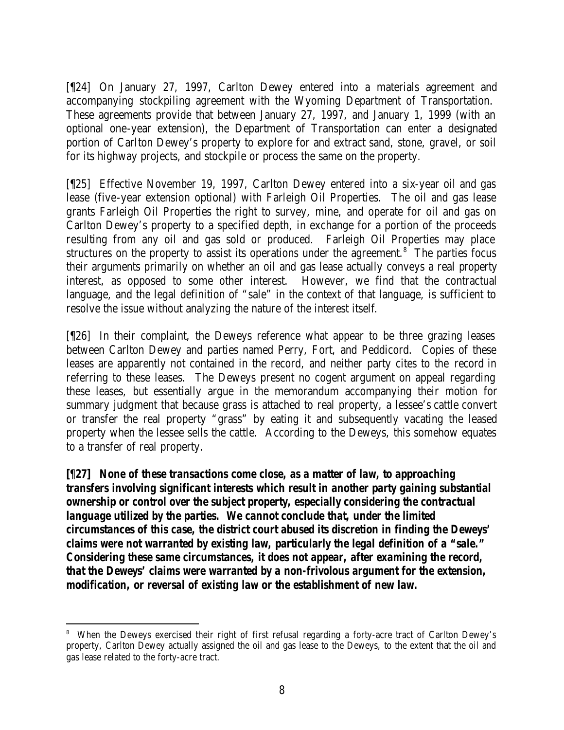[¶24] On January 27, 1997, Carlton Dewey entered into a materials agreement and accompanying stockpiling agreement with the Wyoming Department of Transportation. These agreements provide that between January 27, 1997, and January 1, 1999 (with an optional one-year extension), the Department of Transportation can enter a designated portion of Carlton Dewey's property to explore for and extract sand, stone, gravel, or soil for its highway projects, and stockpile or process the same on the property.

[¶25] Effective November 19, 1997, Carlton Dewey entered into a six-year oil and gas lease (five-year extension optional) with Farleigh Oil Properties. The oil and gas lease grants Farleigh Oil Properties the right to survey, mine, and operate for oil and gas on Carlton Dewey's property to a specified depth, in exchange for a portion of the proceeds resulting from any oil and gas sold or produced. Farleigh Oil Properties may place structures on the property to assist its operations under the agreement.[8] The parties focus their arguments primarily on whether an oil and gas lease actually conveys a real property interest, as opposed to some other interest. However, we find that the contractual language, and the legal definition of "sale" in the context of that language, is sufficient to resolve the issue without analyzing the nature of the interest itself.

[¶26] In their complaint, the Deweys reference what appear to be three grazing leases between Carlton Dewey and parties named Perry, Fort, and Peddicord. Copies of these leases are apparently not contained in the record, and neither party cites to the record in referring to these leases. The Deweys present no cogent argument on appeal regarding these leases, but essentially argue in the memorandum accompanying their motion for summary judgment that because grass is attached to real property, a lessee's cattle convert or transfer the real property "grass" by eating it and subsequently vacating the leased property when the lessee sells the cattle. According to the Deweys, this somehow equates to a transfer of real property.

**[¶27] None of these transactions come close, as a matter of law, to approaching transfers involving significant interests which result in another party gaining substantial ownership or control over the subject property, especially considering the contractual language utilized by the parties. We cannot conclude that, under the limited circumstances of this case, the district court abused its discretion in finding the Deweys' claims were not warranted by existing law, particularly the legal definition of a "sale." Considering these same circumstances, it does not appear, after examining the record, that the Deweys' claims were warranted by a non-frivolous argument for the extension, modification, or reversal of existing law or the establishment of new law.**

---

[8] When the Deweys exercised their right of first refusal regarding a forty-acre tract of Carlton Dewey's property, Carlton Dewey actually assigned the oil and gas lease to the Deweys, to the extent that the oil and gas lease related to the forty-acre tract.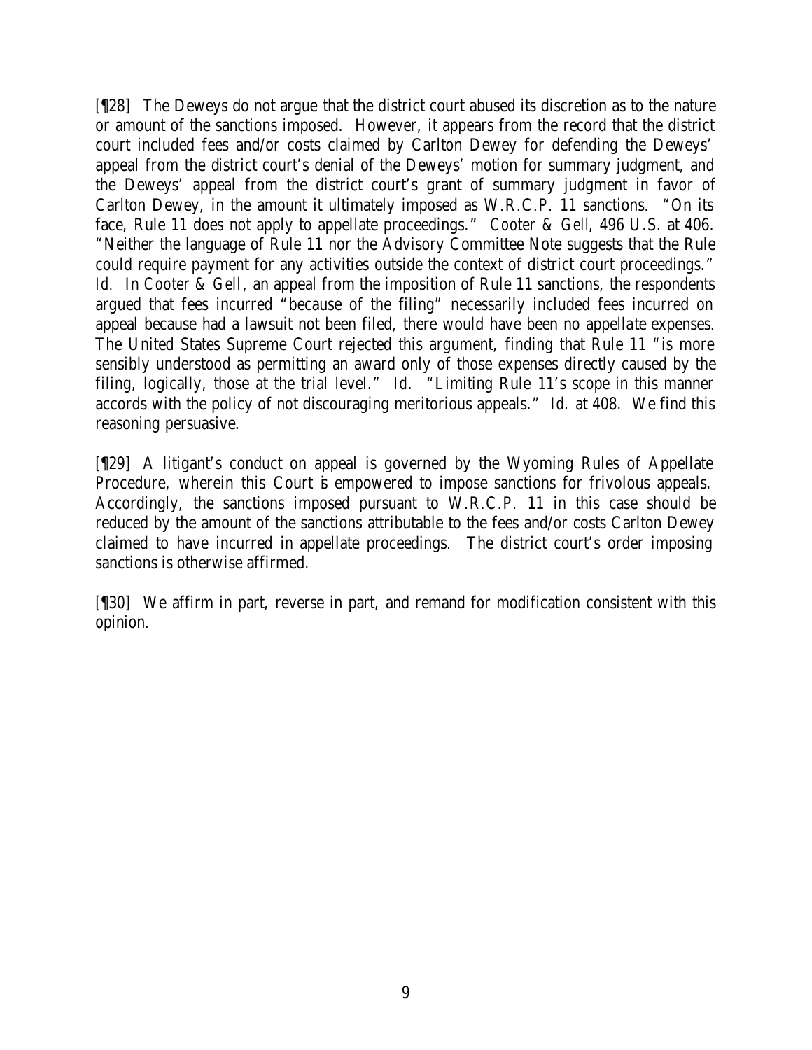[¶28] The Deweys do not argue that the district court abused its discretion as to the nature or amount of the sanctions imposed. However, it appears from the record that the district court included fees and/or costs claimed by Carlton Dewey for defending the Deweys' appeal from the district court's denial of the Deweys' motion for summary judgment, and the Deweys' appeal from the district court's grant of summary judgment in favor of Carlton Dewey, in the amount it ultimately imposed as W.R.C.P. 11 sanctions. "On its face, Rule 11 does not apply to appellate proceedings." *Cooter & Gell*, 496 U.S. at 406. "Neither the language of Rule 11 nor the Advisory Committee Note suggests that the Rule could require payment for any activities outside the context of district court proceedings." *Id.* In *Cooter & Gell*, an appeal from the imposition of Rule 11 sanctions, the respondents argued that fees incurred "because of the filing" necessarily included fees incurred on appeal because had a lawsuit not been filed, there would have been no appellate expenses. The United States Supreme Court rejected this argument, finding that Rule 11 "is more sensibly understood as permitting an award only of those expenses directly caused by the filing, logically, those at the trial level." *Id.* "Limiting Rule 11's scope in this manner accords with the policy of not discouraging meritorious appeals." *Id.* at 408. We find this reasoning persuasive.

[¶29] A litigant's conduct on appeal is governed by the Wyoming Rules of Appellate Procedure, wherein this Court is empowered to impose sanctions for frivolous appeals. Accordingly, the sanctions imposed pursuant to W.R.C.P. 11 in this case should be reduced by the amount of the sanctions attributable to the fees and/or costs Carlton Dewey claimed to have incurred in appellate proceedings. The district court's order imposing sanctions is otherwise affirmed.

[¶30] We affirm in part, reverse in part, and remand for modification consistent with this opinion.